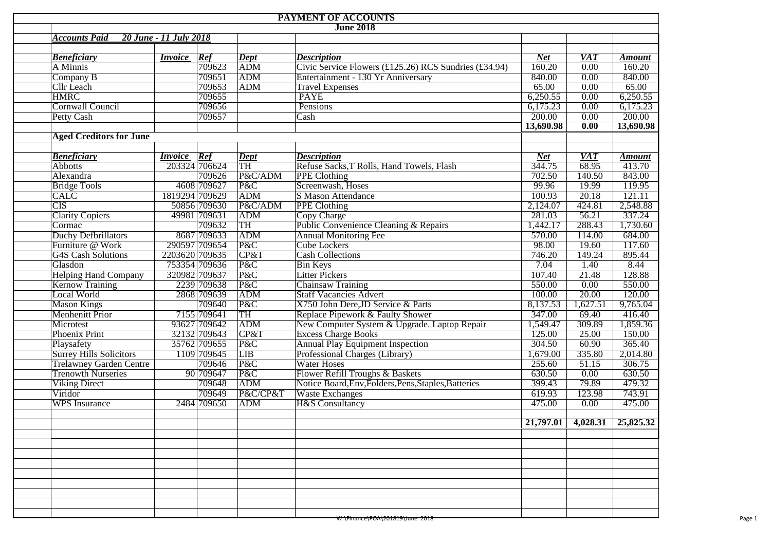# PAYMENT OF ACCOUNTS

## June 2018

***Accounts Paid 20 June - 11 July 2018***

| ***Beneficiary*** | ***Invoice*** | ***Ref*** | ***Dept*** | ***Description*** | ***Net*** | ***VAT*** | ***Amount*** |
|---|---|---|---|---|---|---|---|
| A Minnis | | 709623 | ADM | Civic Service Flowers (£125.26) RCS Sundries (£34.94) | 160.20 | 0.00 | 160.20 |
| Company B | | 709651 | ADM | Entertainment - 130 Yr Anniversary | 840.00 | 0.00 | 840.00 |
| Cllr Leach | | 709653 | ADM | Travel Expenses | 65.00 | 0.00 | 65.00 |
| HMRC | | 709655 | | PAYE | 6,250.55 | 0.00 | 6,250.55 |
| Cornwall Council | | 709656 | | Pensions | 6,175.23 | 0.00 | 6,175.23 |
| Petty Cash | | 709657 | | Cash | 200.00 | 0.00 | 200.00 |
| | | | | | **13,690.98** | **0.00** | **13,690.98** |

**Aged Creditors for June**

| ***Beneficiary*** | ***Invoice*** | ***Ref*** | ***Dept*** | ***Description*** | ***Net*** | ***VAT*** | ***Amount*** |
|---|---|---|---|---|---|---|---|
| Abbotts | 203324 | 706624 | TH | Refuse Sacks,T Rolls, Hand Towels, Flash | 344.75 | 68.95 | 413.70 |
| Alexandra | | 709626 | P&C/ADM | PPE Clothing | 702.50 | 140.50 | 843.00 |
| Bridge Tools | 4608 | 709627 | P&C | Screenwash, Hoses | 99.96 | 19.99 | 119.95 |
| CALC | 1819294 | 709629 | ADM | S Mason Attendance | 100.93 | 20.18 | 121.11 |
| CIS | 50856 | 709630 | P&C/ADM | PPE Clothing | 2,124.07 | 424.81 | 2,548.88 |
| Clarity Copiers | 49981 | 709631 | ADM | Copy Charge | 281.03 | 56.21 | 337.24 |
| Cormac | | 709632 | TH | Public Convenience Cleaning & Repairs | 1,442.17 | 288.43 | 1,730.60 |
| Duchy Defbrillators | 8687 | 709633 | ADM | Annual Monitoring Fee | 570.00 | 114.00 | 684.00 |
| Furniture @ Work | 290597 | 709654 | P&C | Cube Lockers | 98.00 | 19.60 | 117.60 |
| G4S Cash Solutions | 2203620 | 709635 | CP&T | Cash Collections | 746.20 | 149.24 | 895.44 |
| Glasdon | 753354 | 709636 | P&C | Bin Keys | 7.04 | 1.40 | 8.44 |
| Helping Hand Company | 320982 | 709637 | P&C | Litter Pickers | 107.40 | 21.48 | 128.88 |
| Kernow Training | 2239 | 709638 | P&C | Chainsaw Training | 550.00 | 0.00 | 550.00 |
| Local World | 2868 | 709639 | ADM | Staff Vacancies Advert | 100.00 | 20.00 | 120.00 |
| Mason Kings | | 709640 | P&C | X750 John Dere,JD Service & Parts | 8,137.53 | 1,627.51 | 9,765.04 |
| Menhenitt Prior | 7155 | 709641 | TH | Replace Pipework & Faulty Shower | 347.00 | 69.40 | 416.40 |
| Microtest | 93627 | 709642 | ADM | New Computer System & Upgrade. Laptop Repair | 1,549.47 | 309.89 | 1,859.36 |
| Phoenix Print | 32132 | 709643 | CP&T | Excess Charge Books | 125.00 | 25.00 | 150.00 |
| Playsafety | 35762 | 709655 | P&C | Annual Play Equipment Inspection | 304.50 | 60.90 | 365.40 |
| Surrey Hills Solicitors | 1109 | 709645 | LIB | Professional Charges (Library) | 1,679.00 | 335.80 | 2,014.80 |
| Trelawney Garden Centre | | 709646 | P&C | Water Hoses | 255.60 | 51.15 | 306.75 |
| Trenowth Nurseries | 90 | 709647 | P&C | Flower Refill Troughs & Baskets | 630.50 | 0.00 | 630.50 |
| Viking Direct | | 709648 | ADM | Notice Board,Env,Folders,Pens,Staples,Batteries | 399.43 | 79.89 | 479.32 |
| Viridor | | 709649 | P&C/CP&T | Waste Exchanges | 619.93 | 123.98 | 743.91 |
| WPS Insurance | 2484 | 709650 | ADM | H&S Consultancy | 475.00 | 0.00 | 475.00 |
| | | | | | **21,797.01** | **4,028.31** | **25,825.32** |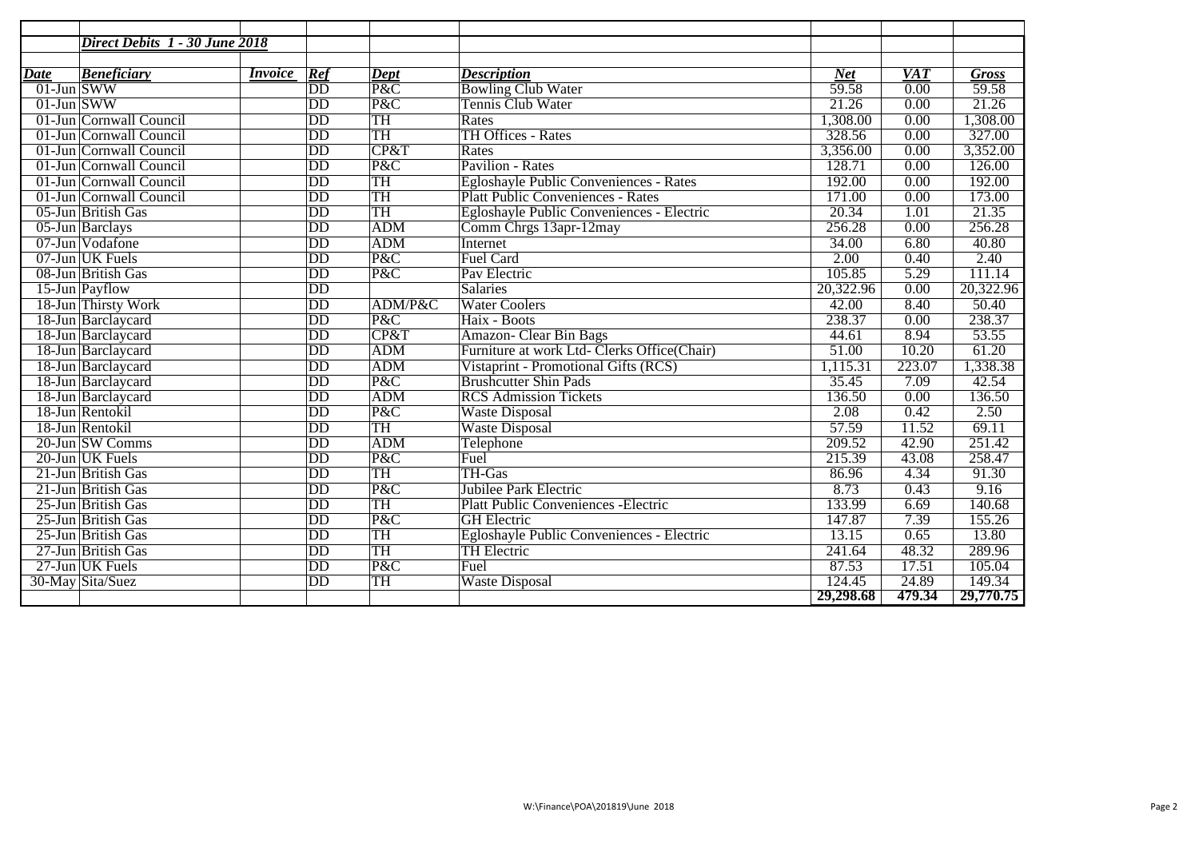## Direct Debits 1 - 30 June 2018

| *Date* | *Beneficiary* | *Invoice* | *Ref* | *Dept* | *Description* | *Net* | *VAT* | *Gross* |
|---|---|---|---|---|---|---|---|---|
| 01-Jun | SWW | | DD | P&C | Bowling Club Water | 59.58 | 0.00 | 59.58 |
| 01-Jun | SWW | | DD | P&C | Tennis Club Water | 21.26 | 0.00 | 21.26 |
| 01-Jun | Cornwall Council | | DD | TH | Rates | 1,308.00 | 0.00 | 1,308.00 |
| 01-Jun | Cornwall Council | | DD | TH | TH Offices - Rates | 328.56 | 0.00 | 327.00 |
| 01-Jun | Cornwall Council | | DD | CP&T | Rates | 3,356.00 | 0.00 | 3,352.00 |
| 01-Jun | Cornwall Council | | DD | P&C | Pavilion - Rates | 128.71 | 0.00 | 126.00 |
| 01-Jun | Cornwall Council | | DD | TH | Egloshayle Public Conveniences - Rates | 192.00 | 0.00 | 192.00 |
| 01-Jun | Cornwall Council | | DD | TH | Platt Public Conveniences - Rates | 171.00 | 0.00 | 173.00 |
| 05-Jun | British Gas | | DD | TH | Egloshayle Public Conveniences - Electric | 20.34 | 1.01 | 21.35 |
| 05-Jun | Barclays | | DD | ADM | Comm Chrgs 13apr-12may | 256.28 | 0.00 | 256.28 |
| 07-Jun | Vodafone | | DD | ADM | Internet | 34.00 | 6.80 | 40.80 |
| 07-Jun | UK Fuels | | DD | P&C | Fuel Card | 2.00 | 0.40 | 2.40 |
| 08-Jun | British Gas | | DD | P&C | Pav Electric | 105.85 | 5.29 | 111.14 |
| 15-Jun | Payflow | | DD | | Salaries | 20,322.96 | 0.00 | 20,322.96 |
| 18-Jun | Thirsty Work | | DD | ADM/P&C | Water Coolers | 42.00 | 8.40 | 50.40 |
| 18-Jun | Barclaycard | | DD | P&C | Haix - Boots | 238.37 | 0.00 | 238.37 |
| 18-Jun | Barclaycard | | DD | CP&T | Amazon- Clear Bin Bags | 44.61 | 8.94 | 53.55 |
| 18-Jun | Barclaycard | | DD | ADM | Furniture at work Ltd- Clerks Office(Chair) | 51.00 | 10.20 | 61.20 |
| 18-Jun | Barclaycard | | DD | ADM | Vistaprint - Promotional Gifts (RCS) | 1,115.31 | 223.07 | 1,338.38 |
| 18-Jun | Barclaycard | | DD | P&C | Brushcutter Shin Pads | 35.45 | 7.09 | 42.54 |
| 18-Jun | Barclaycard | | DD | ADM | RCS Admission Tickets | 136.50 | 0.00 | 136.50 |
| 18-Jun | Rentokil | | DD | P&C | Waste Disposal | 2.08 | 0.42 | 2.50 |
| 18-Jun | Rentokil | | DD | TH | Waste Disposal | 57.59 | 11.52 | 69.11 |
| 20-Jun | SW Comms | | DD | ADM | Telephone | 209.52 | 42.90 | 251.42 |
| 20-Jun | UK Fuels | | DD | P&C | Fuel | 215.39 | 43.08 | 258.47 |
| 21-Jun | British Gas | | DD | TH | TH-Gas | 86.96 | 4.34 | 91.30 |
| 21-Jun | British Gas | | DD | P&C | Jubilee Park Electric | 8.73 | 0.43 | 9.16 |
| 25-Jun | British Gas | | DD | TH | Platt Public Conveniences -Electric | 133.99 | 6.69 | 140.68 |
| 25-Jun | British Gas | | DD | P&C | GH Electric | 147.87 | 7.39 | 155.26 |
| 25-Jun | British Gas | | DD | TH | Egloshayle Public Conveniences - Electric | 13.15 | 0.65 | 13.80 |
| 27-Jun | British Gas | | DD | TH | TH Electric | 241.64 | 48.32 | 289.96 |
| 27-Jun | UK Fuel | | DD | P&C | Fuel | 87.53 | 17.51 | 105.04 |
| 30-May | Sita/Suez | | DD | TH | Waste Disposal | 124.45 | 24.89 | 149.34 |
| | | | | | | **29,298.68** | **479.34** | **29,770.75** |

W:\Finance\POA\201819\June 2018